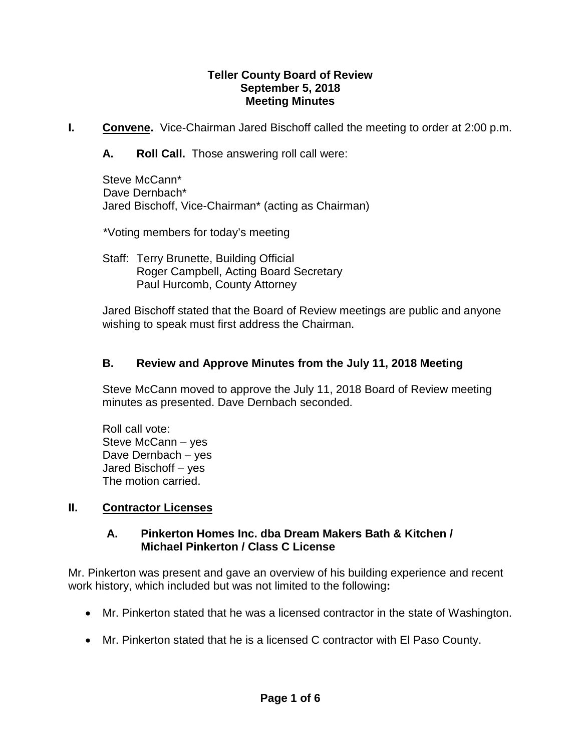**Teller County Board of Review**
**September 5, 2018**
**Meeting Minutes**

**I. Convene.** Vice-Chairman Jared Bischoff called the meeting to order at 2:00 p.m.

**A. Roll Call.** Those answering roll call were:

Steve McCann*
Dave Dernbach*
Jared Bischoff, Vice-Chairman* (acting as Chairman)

*Voting members for today's meeting

Staff: Terry Brunette, Building Official
Roger Campbell, Acting Board Secretary
Paul Hurcomb, County Attorney

Jared Bischoff stated that the Board of Review meetings are public and anyone wishing to speak must first address the Chairman.

**B. Review and Approve Minutes from the July 11, 2018 Meeting**

Steve McCann moved to approve the July 11, 2018 Board of Review meeting minutes as presented. Dave Dernbach seconded.

Roll call vote:
Steve McCann – yes
Dave Dernbach – yes
Jared Bischoff – yes
The motion carried.

**II. Contractor Licenses**

**A. Pinkerton Homes Inc. dba Dream Makers Bath & Kitchen / Michael Pinkerton / Class C License**

Mr. Pinkerton was present and gave an overview of his building experience and recent work history, which included but was not limited to the following**:**

- Mr. Pinkerton stated that he was a licensed contractor in the state of Washington.
- Mr. Pinkerton stated that he is a licensed C contractor with El Paso County.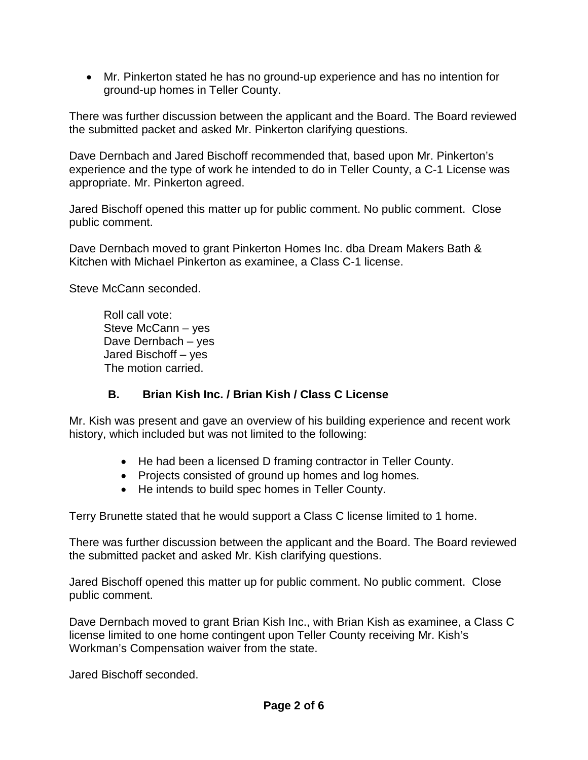- Mr. Pinkerton stated he has no ground-up experience and has no intention for ground-up homes in Teller County.

There was further discussion between the applicant and the Board. The Board reviewed the submitted packet and asked Mr. Pinkerton clarifying questions.

Dave Dernbach and Jared Bischoff recommended that, based upon Mr. Pinkerton's experience and the type of work he intended to do in Teller County, a C-1 License was appropriate. Mr. Pinkerton agreed.

Jared Bischoff opened this matter up for public comment. No public comment. Close public comment.

Dave Dernbach moved to grant Pinkerton Homes Inc. dba Dream Makers Bath & Kitchen with Michael Pinkerton as examinee, a Class C-1 license.

Steve McCann seconded.

Roll call vote:
Steve McCann – yes
Dave Dernbach – yes
Jared Bischoff – yes
The motion carried.

### B. Brian Kish Inc. / Brian Kish / Class C License

Mr. Kish was present and gave an overview of his building experience and recent work history, which included but was not limited to the following:

- He had been a licensed D framing contractor in Teller County.
- Projects consisted of ground up homes and log homes.
- He intends to build spec homes in Teller County.

Terry Brunette stated that he would support a Class C license limited to 1 home.

There was further discussion between the applicant and the Board. The Board reviewed the submitted packet and asked Mr. Kish clarifying questions.

Jared Bischoff opened this matter up for public comment. No public comment. Close public comment.

Dave Dernbach moved to grant Brian Kish Inc., with Brian Kish as examinee, a Class C license limited to one home contingent upon Teller County receiving Mr. Kish's Workman's Compensation waiver from the state.

Jared Bischoff seconded.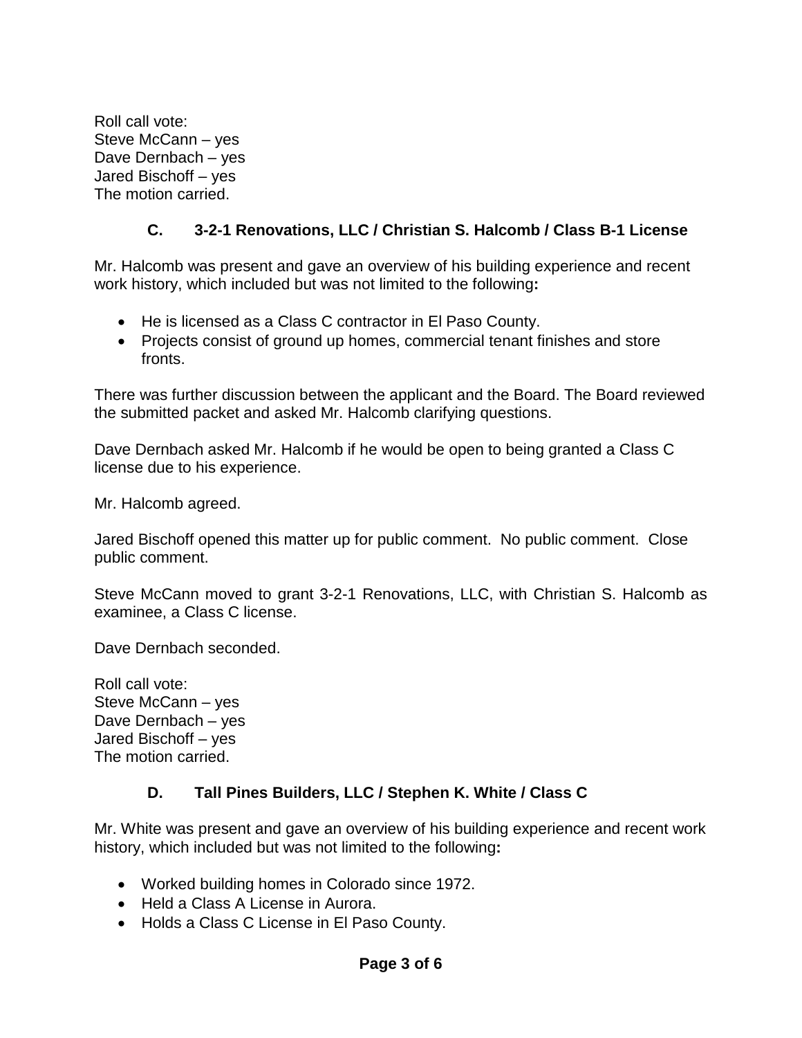Roll call vote:
Steve McCann – yes
Dave Dernbach – yes
Jared Bischoff – yes
The motion carried.

### C. 3-2-1 Renovations, LLC / Christian S. Halcomb / Class B-1 License

Mr. Halcomb was present and gave an overview of his building experience and recent work history, which included but was not limited to the following**:**

- He is licensed as a Class C contractor in El Paso County.
- Projects consist of ground up homes, commercial tenant finishes and store fronts.

There was further discussion between the applicant and the Board. The Board reviewed the submitted packet and asked Mr. Halcomb clarifying questions.

Dave Dernbach asked Mr. Halcomb if he would be open to being granted a Class C license due to his experience.

Mr. Halcomb agreed.

Jared Bischoff opened this matter up for public comment. No public comment. Close public comment.

Steve McCann moved to grant 3-2-1 Renovations, LLC, with Christian S. Halcomb as examinee, a Class C license.

Dave Dernbach seconded.

Roll call vote:
Steve McCann – yes
Dave Dernbach – yes
Jared Bischoff – yes
The motion carried.

### D. Tall Pines Builders, LLC / Stephen K. White / Class C

Mr. White was present and gave an overview of his building experience and recent work history, which included but was not limited to the following**:**

- Worked building homes in Colorado since 1972.
- Held a Class A License in Aurora.
- Holds a Class C License in El Paso County.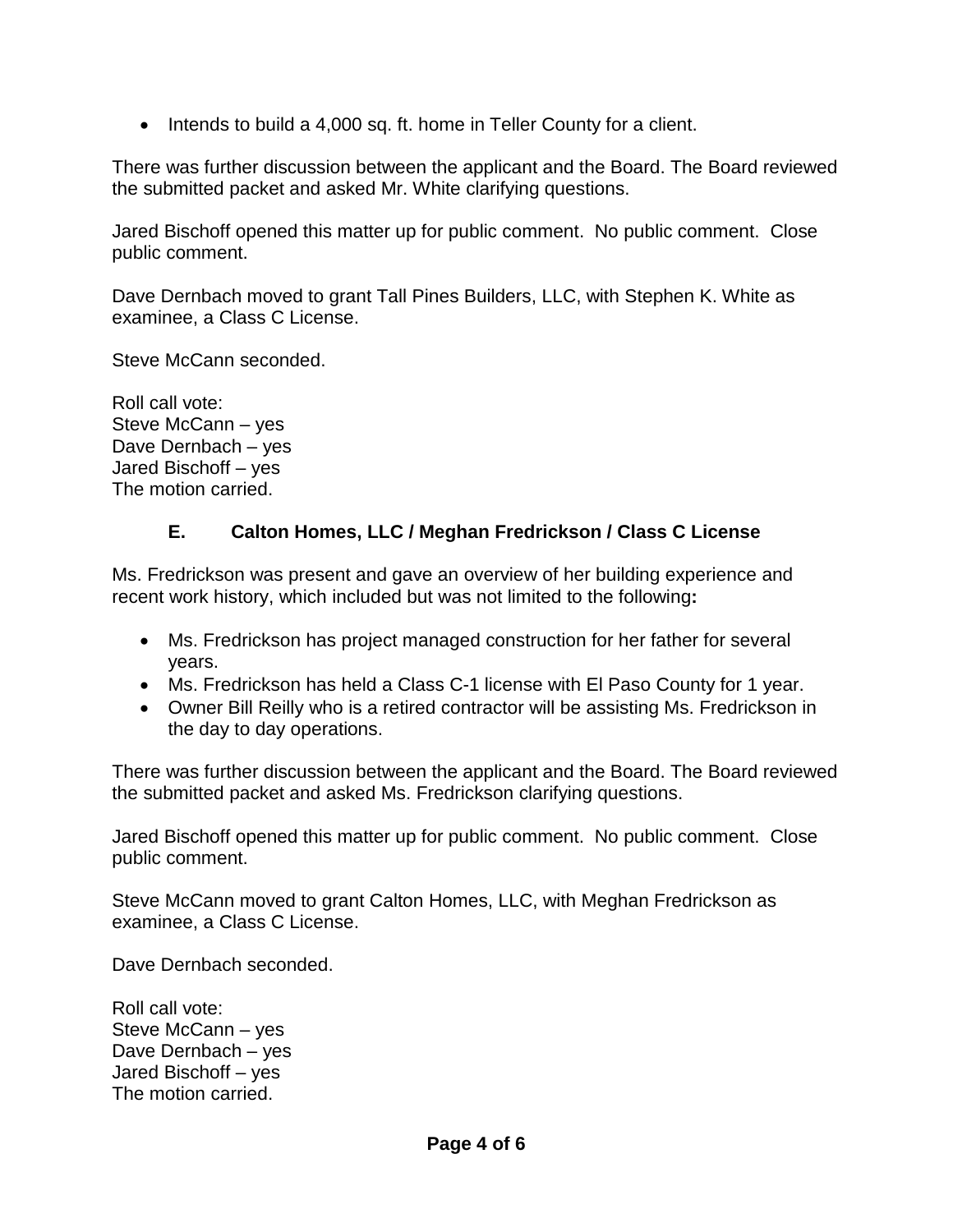- Intends to build a 4,000 sq. ft. home in Teller County for a client.

There was further discussion between the applicant and the Board. The Board reviewed the submitted packet and asked Mr. White clarifying questions.

Jared Bischoff opened this matter up for public comment. No public comment. Close public comment.

Dave Dernbach moved to grant Tall Pines Builders, LLC, with Stephen K. White as examinee, a Class C License.

Steve McCann seconded.

Roll call vote:
Steve McCann – yes
Dave Dernbach – yes
Jared Bischoff – yes
The motion carried.

### E. Calton Homes, LLC / Meghan Fredrickson / Class C License

Ms. Fredrickson was present and gave an overview of her building experience and recent work history, which included but was not limited to the following**:**

- Ms. Fredrickson has project managed construction for her father for several years.
- Ms. Fredrickson has held a Class C-1 license with El Paso County for 1 year.
- Owner Bill Reilly who is a retired contractor will be assisting Ms. Fredrickson in the day to day operations.

There was further discussion between the applicant and the Board. The Board reviewed the submitted packet and asked Ms. Fredrickson clarifying questions.

Jared Bischoff opened this matter up for public comment. No public comment. Close public comment.

Steve McCann moved to grant Calton Homes, LLC, with Meghan Fredrickson as examinee, a Class C License.

Dave Dernbach seconded.

Roll call vote:
Steve McCann – yes
Dave Dernbach – yes
Jared Bischoff – yes
The motion carried.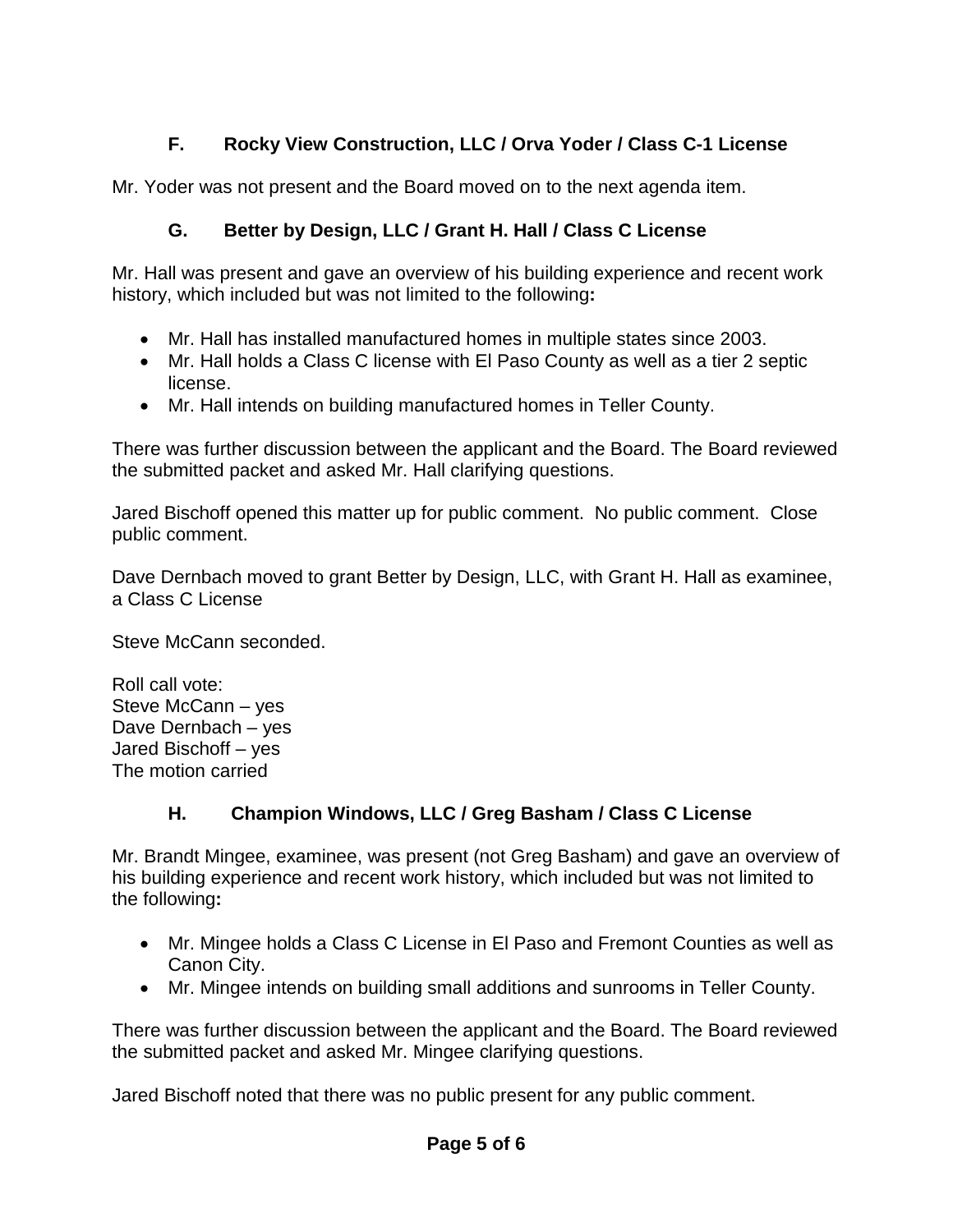### F. Rocky View Construction, LLC / Orva Yoder / Class C-1 License

Mr. Yoder was not present and the Board moved on to the next agenda item.

### G. Better by Design, LLC / Grant H. Hall / Class C License

Mr. Hall was present and gave an overview of his building experience and recent work history, which included but was not limited to the following**:**

- Mr. Hall has installed manufactured homes in multiple states since 2003.
- Mr. Hall holds a Class C license with El Paso County as well as a tier 2 septic license.
- Mr. Hall intends on building manufactured homes in Teller County.

There was further discussion between the applicant and the Board. The Board reviewed the submitted packet and asked Mr. Hall clarifying questions.

Jared Bischoff opened this matter up for public comment. No public comment. Close public comment.

Dave Dernbach moved to grant Better by Design, LLC, with Grant H. Hall as examinee, a Class C License

Steve McCann seconded.

Roll call vote:
Steve McCann – yes
Dave Dernbach – yes
Jared Bischoff – yes
The motion carried

### H. Champion Windows, LLC / Greg Basham / Class C License

Mr. Brandt Mingee, examinee, was present (not Greg Basham) and gave an overview of his building experience and recent work history, which included but was not limited to the following**:**

- Mr. Mingee holds a Class C License in El Paso and Fremont Counties as well as Canon City.
- Mr. Mingee intends on building small additions and sunrooms in Teller County.

There was further discussion between the applicant and the Board. The Board reviewed the submitted packet and asked Mr. Mingee clarifying questions.

Jared Bischoff noted that there was no public present for any public comment.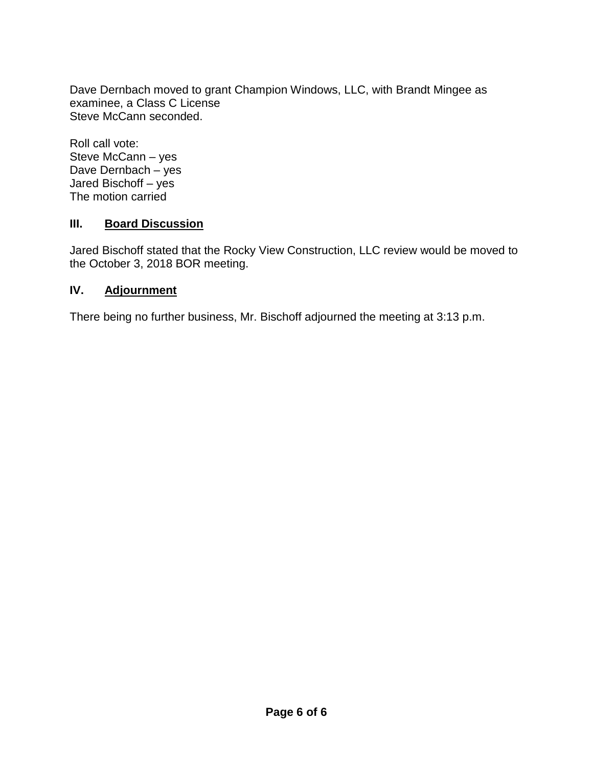Dave Dernbach moved to grant Champion Windows, LLC, with Brandt Mingee as examinee, a Class C License
Steve McCann seconded.

Roll call vote:
Steve McCann – yes
Dave Dernbach – yes
Jared Bischoff – yes
The motion carried

## III. Board Discussion

Jared Bischoff stated that the Rocky View Construction, LLC review would be moved to the October 3, 2018 BOR meeting.

## IV. Adjournment

There being no further business, Mr. Bischoff adjourned the meeting at 3:13 p.m.